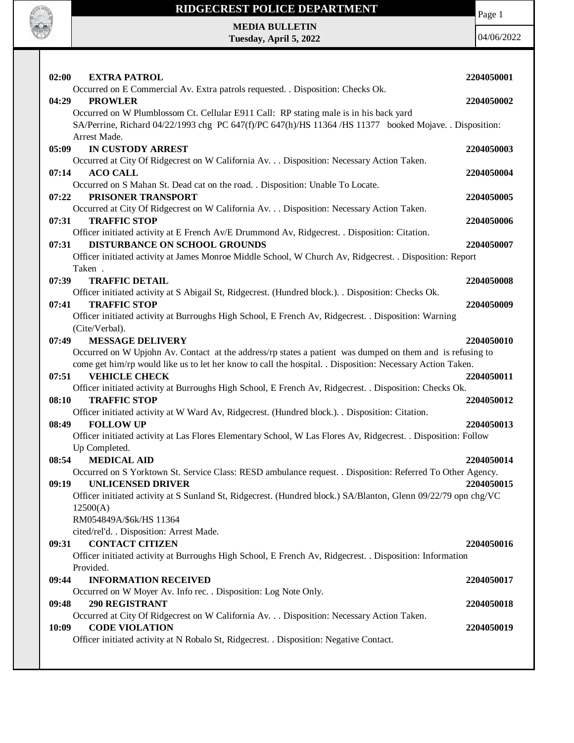# RIDGECREST POLICE DEPARTMENT

**MEDIA BULLETIN**
**Tuesday, April 5, 2022**

04/06/2022

**02:00 EXTRA PATROL** **2204050001**
Occurred on E Commercial Av. Extra patrols requested. . Disposition: Checks Ok.

**04:29 PROWLER** **2204050002**
Occurred on W Plumblossom Ct. Cellular E911 Call: RP stating male is in his back yard
SA/Perrine, Richard 04/22/1993 chg PC 647(f)/PC 647(h)/HS 11364 /HS 11377 booked Mojave. . Disposition: Arrest Made.

**05:09 IN CUSTODY ARREST** **2204050003**
Occurred at City Of Ridgecrest on W California Av. . . Disposition: Necessary Action Taken.

**07:14 ACO CALL** **2204050004**
Occurred on S Mahan St. Dead cat on the road. . Disposition: Unable To Locate.

**07:22 PRISONER TRANSPORT** **2204050005**
Occurred at City Of Ridgecrest on W California Av. . . Disposition: Necessary Action Taken.

**07:31 TRAFFIC STOP** **2204050006**
Officer initiated activity at E French Av/E Drummond Av, Ridgecrest. . Disposition: Citation.

**07:31 DISTURBANCE ON SCHOOL GROUNDS** **2204050007**
Officer initiated activity at James Monroe Middle School, W Church Av, Ridgecrest. . Disposition: Report Taken .

**07:39 TRAFFIC DETAIL** **2204050008**
Officer initiated activity at S Abigail St, Ridgecrest. (Hundred block.). . Disposition: Checks Ok.

**07:41 TRAFFIC STOP** **2204050009**
Officer initiated activity at Burroughs High School, E French Av, Ridgecrest. . Disposition: Warning (Cite/Verbal).

**07:49 MESSAGE DELIVERY** **2204050010**
Occurred on W Upjohn Av. Contact at the address/rp states a patient was dumped on them and is refusing to come get him/rp would like us to let her know to call the hospital. . Disposition: Necessary Action Taken.

**07:51 VEHICLE CHECK** **2204050011**
Officer initiated activity at Burroughs High School, E French Av, Ridgecrest. . Disposition: Checks Ok.

**08:10 TRAFFIC STOP** **2204050012**
Officer initiated activity at W Ward Av, Ridgecrest. (Hundred block.). . Disposition: Citation.

**08:49 FOLLOW UP** **2204050013**
Officer initiated activity at Las Flores Elementary School, W Las Flores Av, Ridgecrest. . Disposition: Follow Up Completed.

**08:54 MEDICAL AID** **2204050014**
Occurred on S Yorktown St. Service Class: RESD ambulance request. . Disposition: Referred To Other Agency.

**09:19 UNLICENSED DRIVER** **2204050015**
Officer initiated activity at S Sunland St, Ridgecrest. (Hundred block.) SA/Blanton, Glenn 09/22/79 opn chg/VC 12500(A)
RM054849A/$6k/HS 11364
cited/rel'd. . Disposition: Arrest Made.

**09:31 CONTACT CITIZEN** **2204050016**
Officer initiated activity at Burroughs High School, E French Av, Ridgecrest. . Disposition: Information Provided.

**09:44 INFORMATION RECEIVED** **2204050017**
Occurred on W Moyer Av. Info rec. . Disposition: Log Note Only.

**09:48 290 REGISTRANT** **2204050018**
Occurred at City Of Ridgecrest on W California Av. . . Disposition: Necessary Action Taken.

**10:09 CODE VIOLATION** **2204050019**
Officer initiated activity at N Robalo St, Ridgecrest. . Disposition: Negative Contact.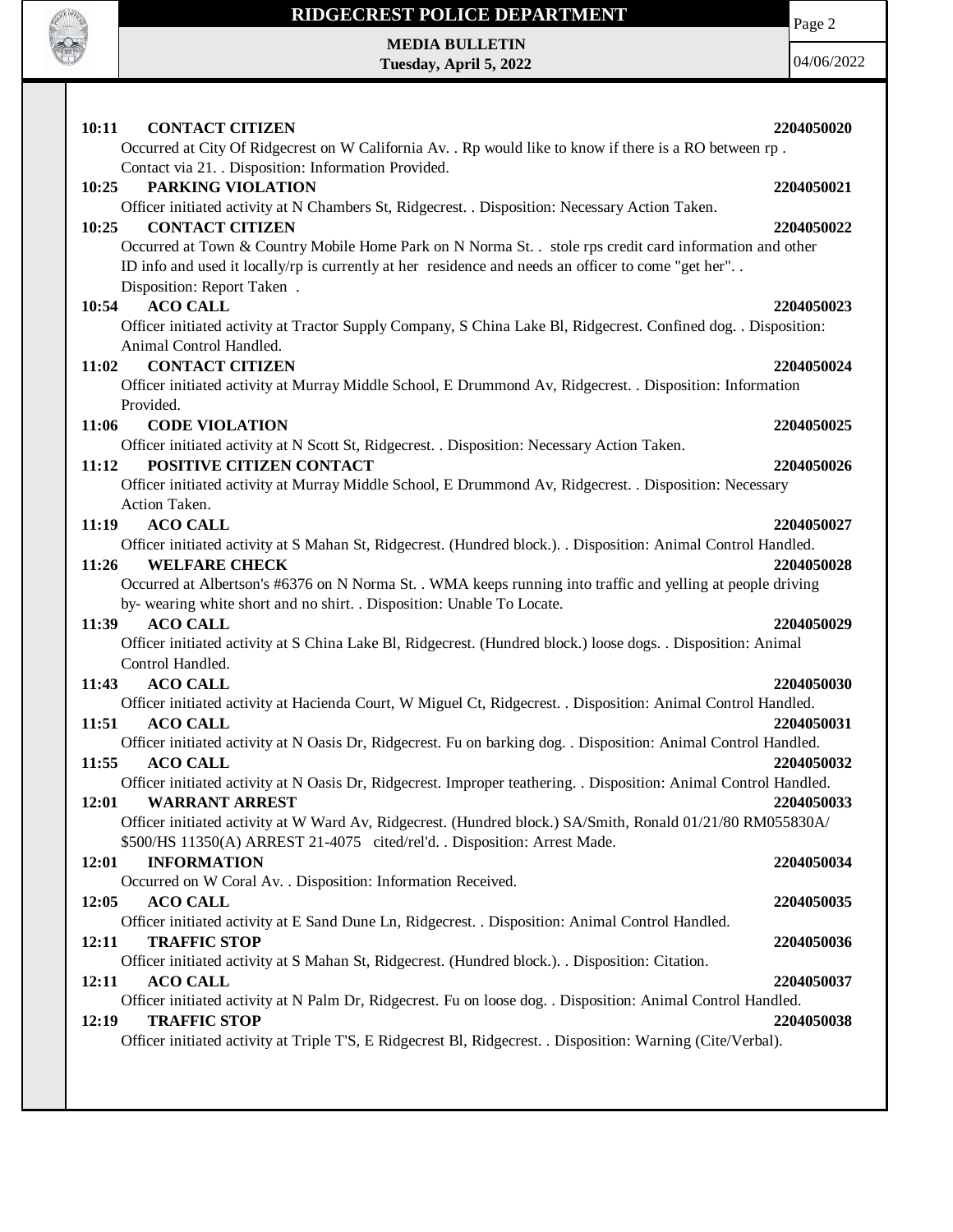**10:11 CONTACT CITIZEN** **2204050020**

Occurred at City Of Ridgecrest on W California Av. . Rp would like to know if there is a RO between rp . Contact via 21. . Disposition: Information Provided.

**10:25 PARKING VIOLATION** **2204050021**

Officer initiated activity at N Chambers St, Ridgecrest. . Disposition: Necessary Action Taken.

**10:25 CONTACT CITIZEN** **2204050022**

Occurred at Town & Country Mobile Home Park on N Norma St. . stole rps credit card information and other ID info and used it locally/rp is currently at her residence and needs an officer to come "get her". . Disposition: Report Taken .

**10:54 ACO CALL** **2204050023**

Officer initiated activity at Tractor Supply Company, S China Lake Bl, Ridgecrest. Confined dog. . Disposition: Animal Control Handled.

**11:02 CONTACT CITIZEN** **2204050024**

Officer initiated activity at Murray Middle School, E Drummond Av, Ridgecrest. . Disposition: Information Provided.

**11:06 CODE VIOLATION** **2204050025**

Officer initiated activity at N Scott St, Ridgecrest. . Disposition: Necessary Action Taken.

**11:12 POSITIVE CITIZEN CONTACT** **2204050026**

Officer initiated activity at Murray Middle School, E Drummond Av, Ridgecrest. . Disposition: Necessary Action Taken.

**11:19 ACO CALL** **2204050027**

Officer initiated activity at S Mahan St, Ridgecrest. (Hundred block.). . Disposition: Animal Control Handled.

**11:26 WELFARE CHECK** **2204050028**

Occurred at Albertson's #6376 on N Norma St. . WMA keeps running into traffic and yelling at people driving by- wearing white short and no shirt. . Disposition: Unable To Locate.

**11:39 ACO CALL** **2204050029**

Officer initiated activity at S China Lake Bl, Ridgecrest. (Hundred block.) loose dogs. . Disposition: Animal Control Handled.

**11:43 ACO CALL** **2204050030**

Officer initiated activity at Hacienda Court, W Miguel Ct, Ridgecrest. . Disposition: Animal Control Handled.

**11:51 ACO CALL** **2204050031**

Officer initiated activity at N Oasis Dr, Ridgecrest. Fu on barking dog. . Disposition: Animal Control Handled.

**11:55 ACO CALL** **2204050032**

Officer initiated activity at N Oasis Dr, Ridgecrest. Improper teathering. . Disposition: Animal Control Handled.

**12:01 WARRANT ARREST** **2204050033**

Officer initiated activity at W Ward Av, Ridgecrest. (Hundred block.) SA/Smith, Ronald 01/21/80 RM055830A/ $500/HS 11350(A) ARREST 21-4075 cited/rel'd. . Disposition: Arrest Made.

**12:01 INFORMATION** **2204050034**

Occurred on W Coral Av. . Disposition: Information Received.

**12:05 ACO CALL** **2204050035**

Officer initiated activity at E Sand Dune Ln, Ridgecrest. . Disposition: Animal Control Handled.

**12:11 TRAFFIC STOP** **2204050036**

Officer initiated activity at S Mahan St, Ridgecrest. (Hundred block.). . Disposition: Citation.

**12:11 ACO CALL** **2204050037**

Officer initiated activity at N Palm Dr, Ridgecrest. Fu on loose dog. . Disposition: Animal Control Handled.

**12:19 TRAFFIC STOP** **2204050038**

Officer initiated activity at Triple T'S, E Ridgecrest Bl, Ridgecrest. . Disposition: Warning (Cite/Verbal).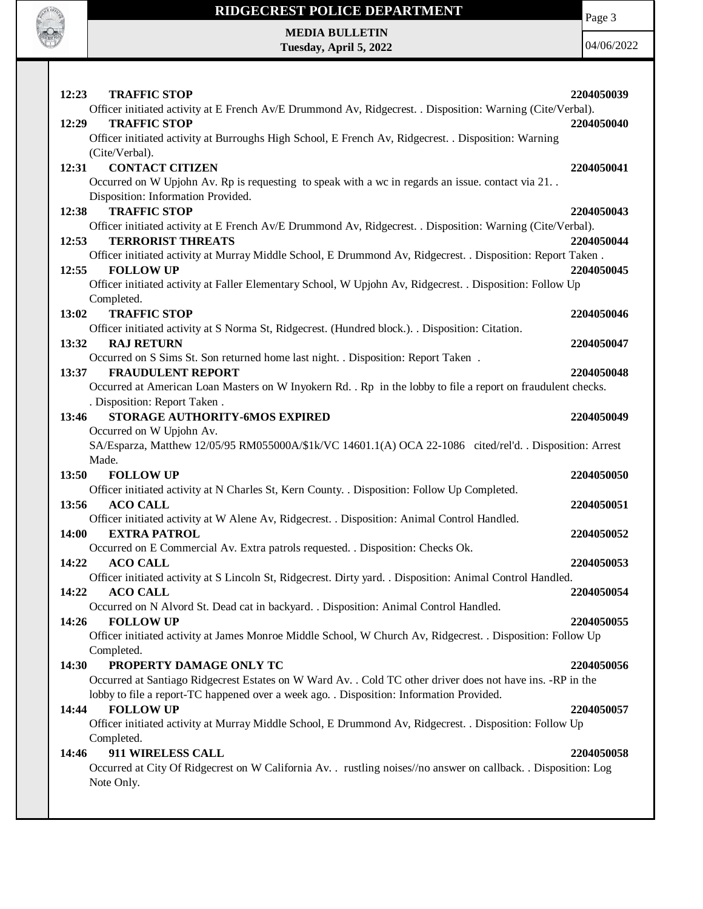**12:23 TRAFFIC STOP** **2204050039**

Officer initiated activity at E French Av/E Drummond Av, Ridgecrest. . Disposition: Warning (Cite/Verbal).

**12:29 TRAFFIC STOP** **2204050040**

Officer initiated activity at Burroughs High School, E French Av, Ridgecrest. . Disposition: Warning (Cite/Verbal).

**12:31 CONTACT CITIZEN** **2204050041**

Occurred on W Upjohn Av. Rp is requesting to speak with a wc in regards an issue. contact via 21. . Disposition: Information Provided.

**12:38 TRAFFIC STOP** **2204050043**

Officer initiated activity at E French Av/E Drummond Av, Ridgecrest. . Disposition: Warning (Cite/Verbal).

**12:53 TERRORIST THREATS** **2204050044**

Officer initiated activity at Murray Middle School, E Drummond Av, Ridgecrest. . Disposition: Report Taken .

**12:55 FOLLOW UP** **2204050045**

Officer initiated activity at Faller Elementary School, W Upjohn Av, Ridgecrest. . Disposition: Follow Up Completed.

**13:02 TRAFFIC STOP** **2204050046**

Officer initiated activity at S Norma St, Ridgecrest. (Hundred block.). . Disposition: Citation.

**13:32 RAJ RETURN** **2204050047**

Occurred on S Sims St. Son returned home last night. . Disposition: Report Taken .

**13:37 FRAUDULENT REPORT** **2204050048**

Occurred at American Loan Masters on W Inyokern Rd. . Rp in the lobby to file a report on fraudulent checks. . Disposition: Report Taken .

**13:46 STORAGE AUTHORITY-6MOS EXPIRED** **2204050049**

Occurred on W Upjohn Av.

SA/Esparza, Matthew 12/05/95 RM055000A/$1k/VC 14601.1(A) OCA 22-1086 cited/rel'd. . Disposition: Arrest Made.

**13:50 FOLLOW UP** **2204050050**

Officer initiated activity at N Charles St, Kern County. . Disposition: Follow Up Completed.

**13:56 ACO CALL** **2204050051**

Officer initiated activity at W Alene Av, Ridgecrest. . Disposition: Animal Control Handled.

**14:00 EXTRA PATROL** **2204050052**

Occurred on E Commercial Av. Extra patrols requested. . Disposition: Checks Ok.

**14:22 ACO CALL** **2204050053**

Officer initiated activity at S Lincoln St, Ridgecrest. Dirty yard. . Disposition: Animal Control Handled.

**14:22 ACO CALL** **2204050054**

Occurred on N Alvord St. Dead cat in backyard. . Disposition: Animal Control Handled.

**14:26 FOLLOW UP** **2204050055**

Officer initiated activity at James Monroe Middle School, W Church Av, Ridgecrest. . Disposition: Follow Up Completed.

**14:30 PROPERTY DAMAGE ONLY TC** **2204050056**

Occurred at Santiago Ridgecrest Estates on W Ward Av. . Cold TC other driver does not have ins. -RP in the lobby to file a report-TC happened over a week ago. . Disposition: Information Provided.

**14:44 FOLLOW UP** **2204050057**

Officer initiated activity at Murray Middle School, E Drummond Av, Ridgecrest. . Disposition: Follow Up Completed.

**14:46 911 WIRELESS CALL** **2204050058**

Occurred at City Of Ridgecrest on W California Av. . rustling noises//no answer on callback. . Disposition: Log Note Only.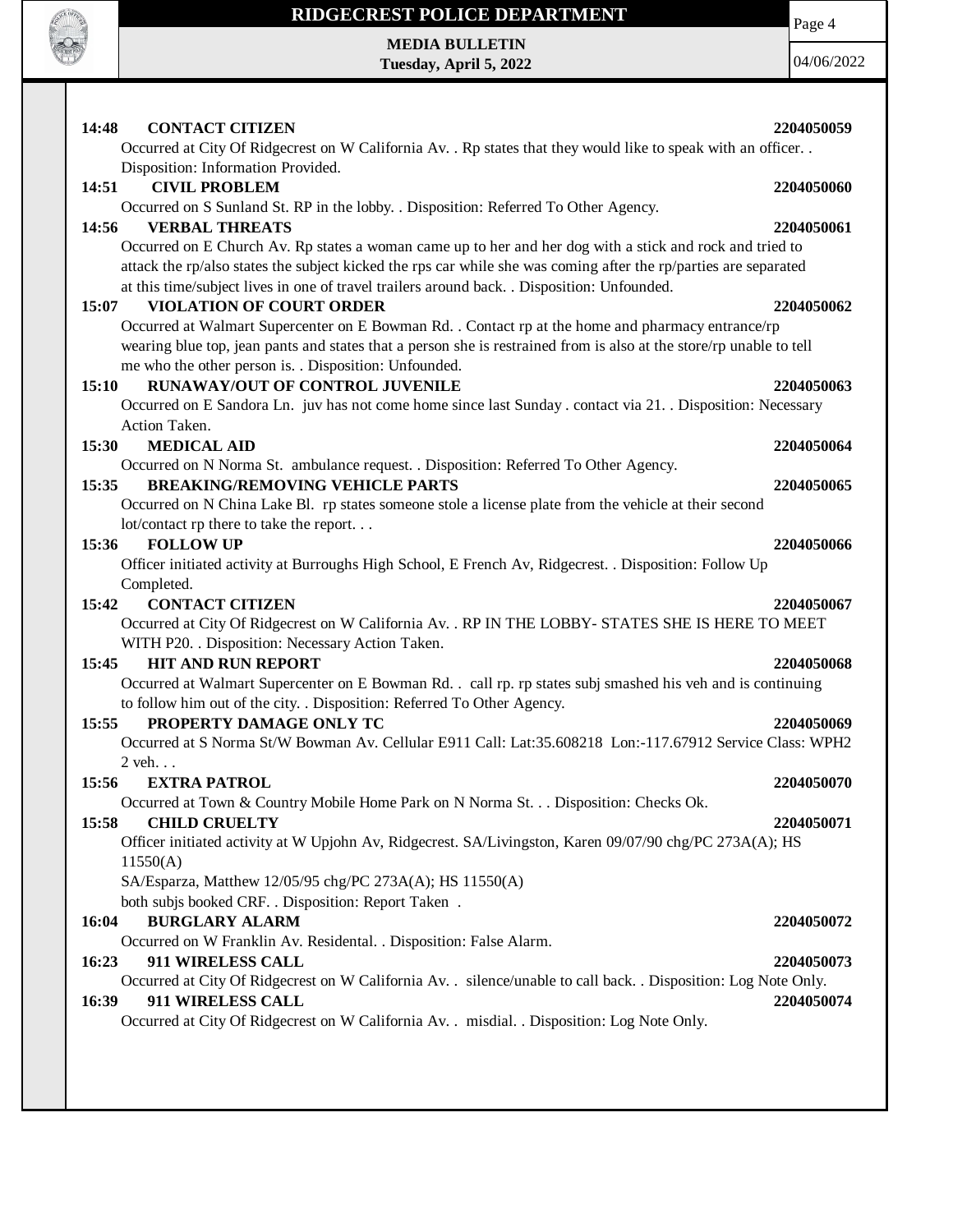**14:48 CONTACT CITIZEN** **2204050059**
Occurred at City Of Ridgecrest on W California Av. . Rp states that they would like to speak with an officer. . Disposition: Information Provided.

**14:51 CIVIL PROBLEM** **2204050060**
Occurred on S Sunland St. RP in the lobby. . Disposition: Referred To Other Agency.

**14:56 VERBAL THREATS** **2204050061**
Occurred on E Church Av. Rp states a woman came up to her and her dog with a stick and rock and tried to attack the rp/also states the subject kicked the rps car while she was coming after the rp/parties are separated at this time/subject lives in one of travel trailers around back. . Disposition: Unfounded.

**15:07 VIOLATION OF COURT ORDER** **2204050062**
Occurred at Walmart Supercenter on E Bowman Rd. . Contact rp at the home and pharmacy entrance/rp wearing blue top, jean pants and states that a person she is restrained from is also at the store/rp unable to tell me who the other person is. . Disposition: Unfounded.

**15:10 RUNAWAY/OUT OF CONTROL JUVENILE** **2204050063**
Occurred on E Sandora Ln. juv has not come home since last Sunday . contact via 21. . Disposition: Necessary Action Taken.

**15:30 MEDICAL AID** **2204050064**
Occurred on N Norma St. ambulance request. . Disposition: Referred To Other Agency.

**15:35 BREAKING/REMOVING VEHICLE PARTS** **2204050065**
Occurred on N China Lake Bl. rp states someone stole a license plate from the vehicle at their second lot/contact rp there to take the report. . .

**15:36 FOLLOW UP** **2204050066**
Officer initiated activity at Burroughs High School, E French Av, Ridgecrest. . Disposition: Follow Up Completed.

**15:42 CONTACT CITIZEN** **2204050067**
Occurred at City Of Ridgecrest on W California Av. . RP IN THE LOBBY- STATES SHE IS HERE TO MEET WITH P20. . Disposition: Necessary Action Taken.

**15:45 HIT AND RUN REPORT** **2204050068**
Occurred at Walmart Supercenter on E Bowman Rd. . call rp. rp states subj smashed his veh and is continuing to follow him out of the city. . Disposition: Referred To Other Agency.

**15:55 PROPERTY DAMAGE ONLY TC** **2204050069**
Occurred at S Norma St/W Bowman Av. Cellular E911 Call: Lat:35.608218 Lon:-117.67912 Service Class: WPH2 2 veh. . .

**15:56 EXTRA PATROL** **2204050070**
Occurred at Town & Country Mobile Home Park on N Norma St. . . Disposition: Checks Ok.

**15:58 CHILD CRUELTY** **2204050071**
Officer initiated activity at W Upjohn Av, Ridgecrest. SA/Livingston, Karen 09/07/90 chg/PC 273A(A); HS 11550(A)
SA/Esparza, Matthew 12/05/95 chg/PC 273A(A); HS 11550(A)
both subjs booked CRF. . Disposition: Report Taken .

**16:04 BURGLARY ALARM** **2204050072**
Occurred on W Franklin Av. Residental. . Disposition: False Alarm.

**16:23 911 WIRELESS CALL** **2204050073**
Occurred at City Of Ridgecrest on W California Av. . silence/unable to call back. . Disposition: Log Note Only.

**16:39 911 WIRELESS CALL** **2204050074**
Occurred at City Of Ridgecrest on W California Av. . misdial. . Disposition: Log Note Only.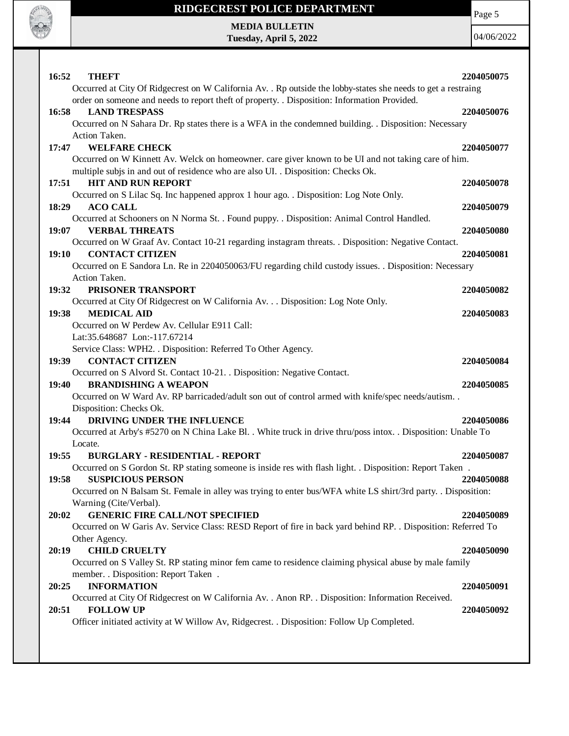**16:52 THEFT** **2204050075**

Occurred at City Of Ridgecrest on W California Av. . Rp outside the lobby-states she needs to get a restraing order on someone and needs to report theft of property. . Disposition: Information Provided.

**16:58 LAND TRESPASS** **2204050076**

Occurred on N Sahara Dr. Rp states there is a WFA in the condemned building. . Disposition: Necessary Action Taken.

**17:47 WELFARE CHECK** **2204050077**

Occurred on W Kinnett Av. Welck on homeowner. care giver known to be UI and not taking care of him. multiple subjs in and out of residence who are also UI. . Disposition: Checks Ok.

**17:51 HIT AND RUN REPORT** **2204050078**

Occurred on S Lilac Sq. Inc happened approx 1 hour ago. . Disposition: Log Note Only.

**18:29 ACO CALL** **2204050079**

Occurred at Schooners on N Norma St. . Found puppy. . Disposition: Animal Control Handled.

**19:07 VERBAL THREATS** **2204050080**

Occurred on W Graaf Av. Contact 10-21 regarding instagram threats. . Disposition: Negative Contact.

**19:10 CONTACT CITIZEN** **2204050081**

Occurred on E Sandora Ln. Re in 2204050063/FU regarding child custody issues. . Disposition: Necessary Action Taken.

**19:32 PRISONER TRANSPORT** **2204050082**

Occurred at City Of Ridgecrest on W California Av. . . Disposition: Log Note Only.

**19:38 MEDICAL AID** **2204050083**

Occurred on W Perdew Av. Cellular E911 Call:
Lat:35.648687 Lon:-117.67214
Service Class: WPH2. . Disposition: Referred To Other Agency.

**19:39 CONTACT CITIZEN** **2204050084**

Occurred on S Alvord St. Contact 10-21. . Disposition: Negative Contact.

**19:40 BRANDISHING A WEAPON** **2204050085**

Occurred on W Ward Av. RP barricaded/adult son out of control armed with knife/spec needs/autism. . Disposition: Checks Ok.

**19:44 DRIVING UNDER THE INFLUENCE** **2204050086**

Occurred at Arby's #5270 on N China Lake Bl. . White truck in drive thru/poss intox. . Disposition: Unable To Locate.

**19:55 BURGLARY - RESIDENTIAL - REPORT** **2204050087**

Occurred on S Gordon St. RP stating someone is inside res with flash light. . Disposition: Report Taken .

**19:58 SUSPICIOUS PERSON** **2204050088**

Occurred on N Balsam St. Female in alley was trying to enter bus/WFA white LS shirt/3rd party. . Disposition: Warning (Cite/Verbal).

**20:02 GENERIC FIRE CALL/NOT SPECIFIED** **2204050089**

Occurred on W Garis Av. Service Class: RESD Report of fire in back yard behind RP. . Disposition: Referred To Other Agency.

**20:19 CHILD CRUELTY** **2204050090**

Occurred on S Valley St. RP stating minor fem came to residence claiming physical abuse by male family member. . Disposition: Report Taken .

**20:25 INFORMATION** **2204050091**

Occurred at City Of Ridgecrest on W California Av. . Anon RP. . Disposition: Information Received.

**20:51 FOLLOW UP** **2204050092**

Officer initiated activity at W Willow Av, Ridgecrest. . Disposition: Follow Up Completed.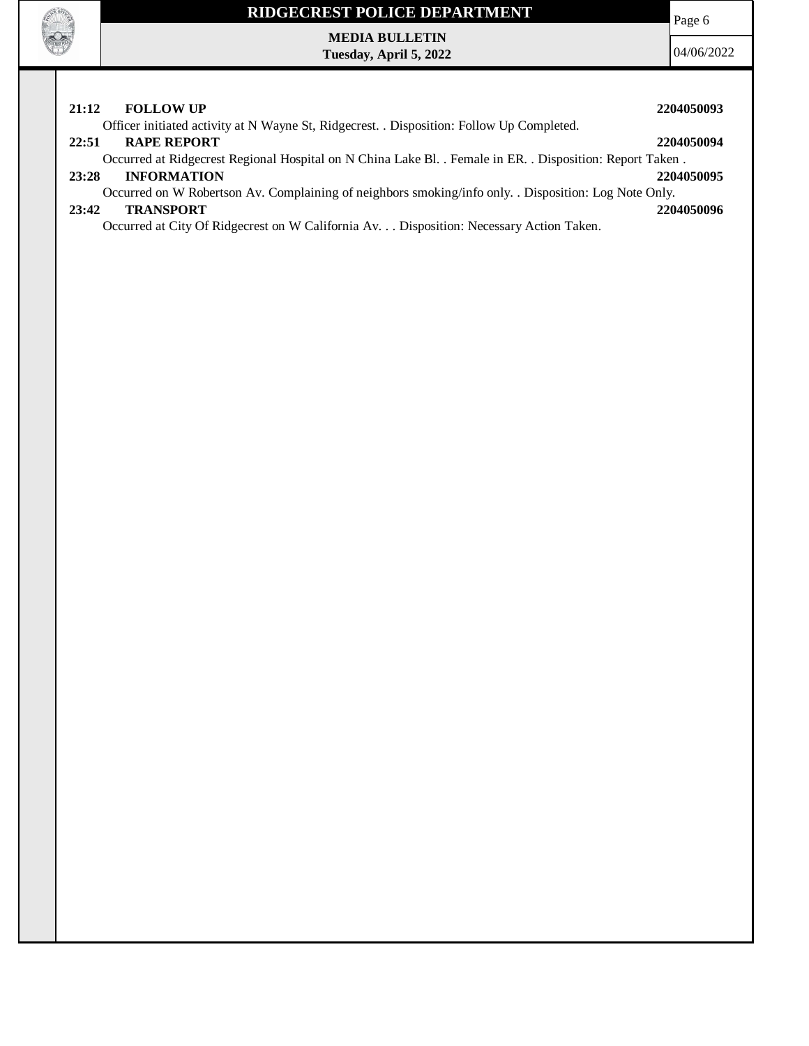**21:12 FOLLOW UP** **2204050093**

Officer initiated activity at N Wayne St, Ridgecrest. . Disposition: Follow Up Completed.

**22:51 RAPE REPORT** **2204050094**

Occurred at Ridgecrest Regional Hospital on N China Lake Bl. . Female in ER. . Disposition: Report Taken .

**23:28 INFORMATION** **2204050095**

Occurred on W Robertson Av. Complaining of neighbors smoking/info only. . Disposition: Log Note Only.

**23:42 TRANSPORT** **2204050096**

Occurred at City Of Ridgecrest on W California Av. . . Disposition: Necessary Action Taken.